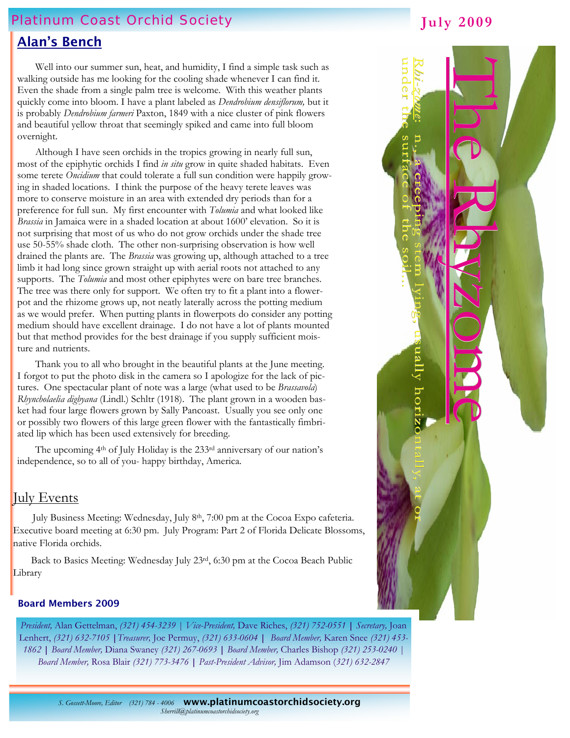# Platinum Coast Orchid Society

July 2009

# The Rhyzome

*Rhi-zome:* n., a creeping stem lying, usually horizontally, at or under the surface of the soil…

## Alan's Bench

Well into our summer sun, heat, and humidity, I find a simple task such as walking outside has me looking for the cooling shade whenever I can find it. Even the shade from a single palm tree is welcome. With this weather plants quickly come into bloom. I have a plant labeled as *Dendrobium densiflorum,* but it is probably *Dendrobium farmeri* Paxton, 1849 with a nice cluster of pink flowers and beautiful yellow throat that seemingly spiked and came into full bloom overnight.

Although I have seen orchids in the tropics growing in nearly full sun, most of the epiphytic orchids I find *in situ* grow in quite shaded habitats. Even some terete *Oncidium* that could tolerate a full sun condition were happily growing in shaded locations. I think the purpose of the heavy terete leaves was more to conserve moisture in an area with extended dry periods than for a preference for full sun. My first encounter with *Tolumia* and what looked like *Brassia* in Jamaica were in a shaded location at about 1600' elevation. So it is not surprising that most of us who do not grow orchids under the shade tree use 50-55% shade cloth. The other non-surprising observation is how well drained the plants are. The *Brassia* was growing up, although attached to a tree limb it had long since grown straight up with aerial roots not attached to any supports. The *Tolumia* and most other epiphytes were on bare tree branches. The tree was there only for support. We often try to fit a plant into a flowerpot and the rhizome grows up, not neatly laterally across the potting medium as we would prefer. When putting plants in flowerpots do consider any potting medium should have excellent drainage. I do not have a lot of plants mounted but that method provides for the best drainage if you supply sufficient moisture and nutrients.

Thank you to all who brought in the beautiful plants at the June meeting. I forgot to put the photo disk in the camera so I apologize for the lack of pictures. One spectacular plant of note was a large (what used to be *Brassavola*) *Rhyncholaelia digbyana* (Lindl.) Schltr (1918). The plant grown in a wooden basket had four large flowers grown by Sally Pancoast. Usually you see only one or possibly two flowers of this large green flower with the fantastically fimbriated lip which has been used extensively for breeding.

The upcoming 4th of July Holiday is the 233rd anniversary of our nation's independence, so to all of you- happy birthday, America.

## July Events

July Business Meeting: Wednesday, July 8th, 7:00 pm at the Cocoa Expo cafeteria. Executive board meeting at 6:30 pm. July Program: Part 2 of Florida Delicate Blossoms, native Florida orchids.

Back to Basics Meeting: Wednesday July 23rd, 6:30 pm at the Cocoa Beach Public Library

### Board Members 2009

*President,* Alan Gettelman, *(321) 454-3239* | *Vice-President,* Dave Riches, *(321) 752-0551* | *Secretary,* Joan Lenhert, *(321) 632-7105* | *Treasurer,* Joe Permuy, *(321) 633-0604* | *Board Member,* Karen Snee *(321) 453-1862* | *Board Member,* Diana Swaney *(321) 267-0693* | *Board Member,* Charles Bishop *(321) 253-0240* | *Board Member,* Rosa Blair *(321) 773-3476* | *Past-President Advisor,* Jim Adamson *(321) 632-2847*

*S. Gossett-Moore, Editor (321) 784 - 4006* **www.platinumcoastorchidsociety.org**
*Sherrill@platinumcoastorchidsociety.org*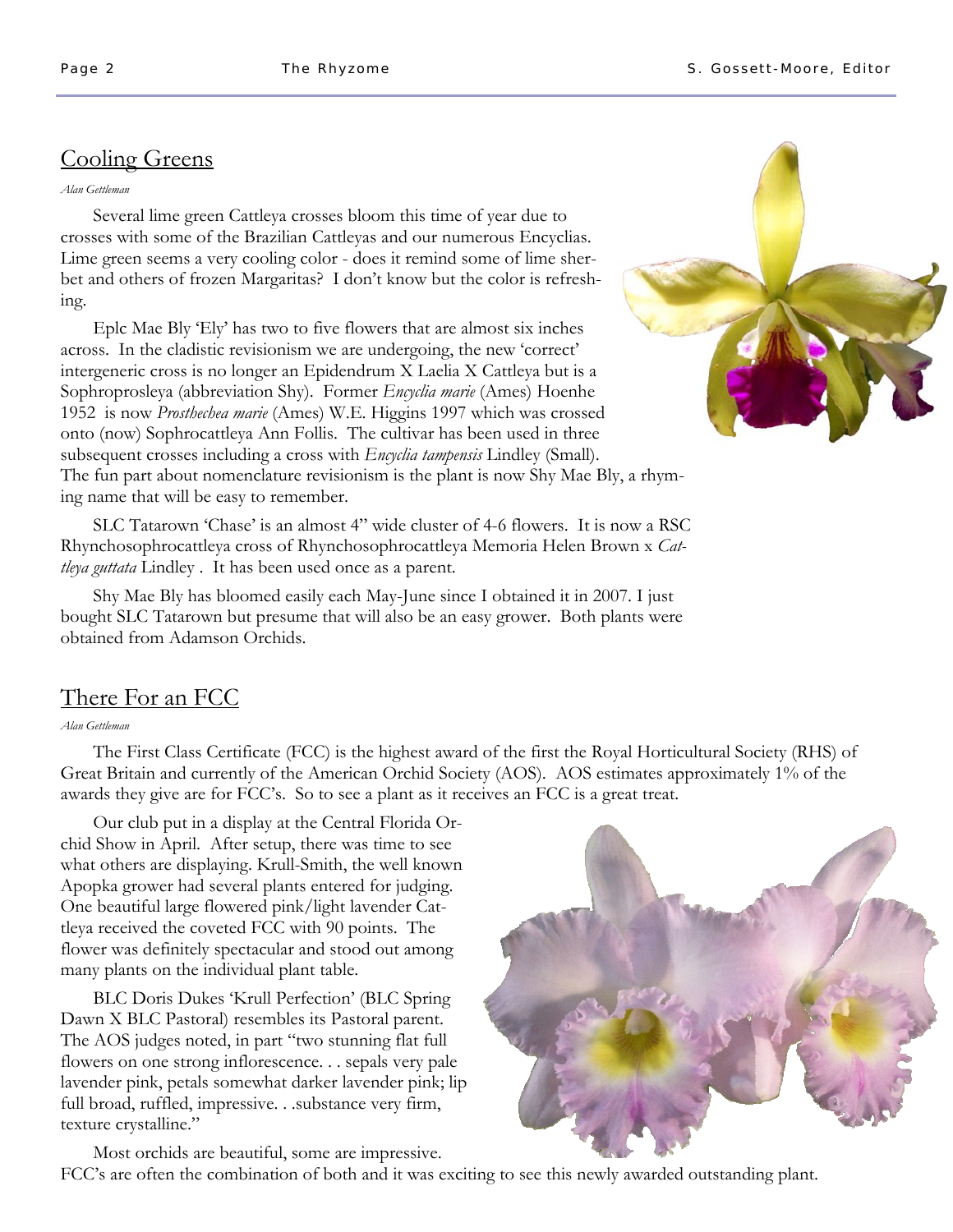## Cooling Greens

*Alan Gettleman*

Several lime green Cattleya crosses bloom this time of year due to crosses with some of the Brazilian Cattleyas and our numerous Encyclias. Lime green seems a very cooling color - does it remind some of lime sherbet and others of frozen Margaritas? I don't know but the color is refreshing.

Eplc Mae Bly 'Ely' has two to five flowers that are almost six inches across. In the cladistic revisionism we are undergoing, the new 'correct' intergeneric cross is no longer an Epidendrum X Laelia X Cattleya but is a Sophroprosleya (abbreviation Shy). Former *Encyclia marie* (Ames) Hoenhe 1952 is now *Prosthechea marie* (Ames) W.E. Higgins 1997 which was crossed onto (now) Sophrocattleya Ann Follis. The cultivar has been used in three subsequent crosses including a cross with *Encyclia tampensis* Lindley (Small). The fun part about nomenclature revisionism is the plant is now Shy Mae Bly, a rhyming name that will be easy to remember.

SLC Tatarown 'Chase' is an almost 4" wide cluster of 4-6 flowers. It is now a RSC Rhynchosophrocattleya cross of Rhynchosophrocattleya Memoria Helen Brown x *Cattleya guttata* Lindley . It has been used once as a parent.

Shy Mae Bly has bloomed easily each May-June since I obtained it in 2007. I just bought SLC Tatarown but presume that will also be an easy grower. Both plants were obtained from Adamson Orchids.

## There For an FCC

*Alan Gettleman*

The First Class Certificate (FCC) is the highest award of the first the Royal Horticultural Society (RHS) of Great Britain and currently of the American Orchid Society (AOS). AOS estimates approximately 1% of the awards they give are for FCC's. So to see a plant as it receives an FCC is a great treat.

Our club put in a display at the Central Florida Orchid Show in April. After setup, there was time to see what others are displaying. Krull-Smith, the well known Apopka grower had several plants entered for judging. One beautiful large flowered pink/light lavender Cattleya received the coveted FCC with 90 points. The flower was definitely spectacular and stood out among many plants on the individual plant table.

BLC Doris Dukes 'Krull Perfection' (BLC Spring Dawn X BLC Pastoral) resembles its Pastoral parent. The AOS judges noted, in part "two stunning flat full flowers on one strong inflorescence. . . sepals very pale lavender pink, petals somewhat darker lavender pink; lip full broad, ruffled, impressive. . .substance very firm, texture crystalline."

Most orchids are beautiful, some are impressive. FCC's are often the combination of both and it was exciting to see this newly awarded outstanding plant.